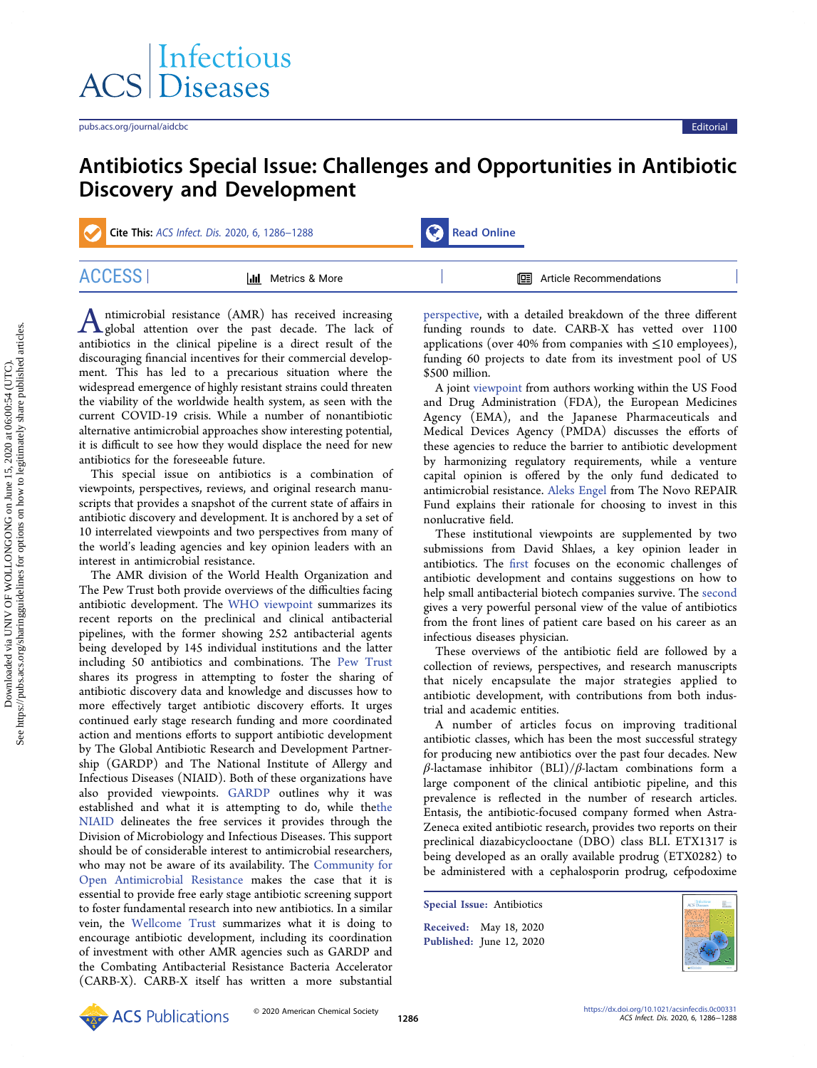# Antibiotics Special Issue: Challenges and Opportunities in Antibiotic Discovery and Development

Antimicrobial resistance (AMR) has received increasing global attention over the past decade. The lack of antibiotics in the clinical pipeline is a direct result of the discouraging financial incentives for their commercial development. This has led to a precarious situation where the widespread emergence of highly resistant strains could threaten the viability of the worldwide health system, as seen with the current COVID-19 crisis. While a number of nonantibiotic alternative antimicrobial approaches show interesting potential, it is difficult to see how they would displace the need for new antibiotics for the foreseeable future.

This special issue on antibiotics is a combination of viewpoints, perspectives, reviews, and original research manuscripts that provides a snapshot of the current state of affairs in antibiotic discovery and development. It is anchored by a set of 10 interrelated viewpoints and two perspectives from many of the world's leading agencies and key opinion leaders with an interest in antimicrobial resistance.

The AMR division of the World Health Organization and The Pew Trust both provide overviews of the difficulties facing antibiotic development. The WHO viewpoint summarizes its recent reports on the preclinical and clinical antibacterial pipelines, with the former showing 252 antibacterial agents being developed by 145 individual institutions and the latter including 50 antibiotics and combinations. The Pew Trust shares its progress in attempting to foster the sharing of antibiotic discovery data and knowledge and discusses how to more effectively target antibiotic discovery efforts. It urges continued early stage research funding and more coordinated action and mentions efforts to support antibiotic development by The Global Antibiotic Research and Development Partnership (GARDP) and The National Institute of Allergy and Infectious Diseases (NIAID). Both of these organizations have also provided viewpoints. GARDP outlines why it was established and what it is attempting to do, while thethe NIAID delineates the free services it provides through the Division of Microbiology and Infectious Diseases. This support should be of considerable interest to antimicrobial researchers, who may not be aware of its availability. The Community for Open Antimicrobial Resistance makes the case that it is essential to provide free early stage antibiotic screening support to foster fundamental research into new antibiotics. In a similar vein, the Wellcome Trust summarizes what it is doing to encourage antibiotic development, including its coordination of investment with other AMR agencies such as GARDP and the Combating Antibacterial Resistance Bacteria Accelerator (CARB-X). CARB-X itself has written a more substantial perspective, with a detailed breakdown of the three different funding rounds to date. CARB-X has vetted over 1100 applications (over 40% from companies with ≤10 employees), funding 60 projects to date from its investment pool of US $500 million.

A joint viewpoint from authors working within the US Food and Drug Administration (FDA), the European Medicines Agency (EMA), and the Japanese Pharmaceuticals and Medical Devices Agency (PMDA) discusses the efforts of these agencies to reduce the barrier to antibiotic development by harmonizing regulatory requirements, while a venture capital opinion is offered by the only fund dedicated to antimicrobial resistance. Aleks Engel from The Novo REPAIR Fund explains their rationale for choosing to invest in this nonlucrative field.

These institutional viewpoints are supplemented by two submissions from David Shlaes, a key opinion leader in antibiotics. The first focuses on the economic challenges of antibiotic development and contains suggestions on how to help small antibacterial biotech companies survive. The second gives a very powerful personal view of the value of antibiotics from the front lines of patient care based on his career as an infectious diseases physician.

These overviews of the antibiotic field are followed by a collection of reviews, perspectives, and research manuscripts that nicely encapsulate the major strategies applied to antibiotic development, with contributions from both industrial and academic entities.

A number of articles focus on improving traditional antibiotic classes, which has been the most successful strategy for producing new antibiotics over the past four decades. New $\beta$-lactamase inhibitor (BLI)/$\beta$-lactam combinations form a large component of the clinical antibiotic pipeline, and this prevalence is reflected in the number of research articles. Entasis, the antibiotic-focused company formed when AstraZeneca exited antibiotic research, provides two reports on their preclinical diazabicyclooctane (DBO) class BLI. ETX1317 is being developed as an orally available prodrug (ETX0282) to be administered with a cephalosporin prodrug, cefpodoxime

**Special Issue:** Antibiotics

**Received:** May 18, 2020
**Published:** June 12, 2020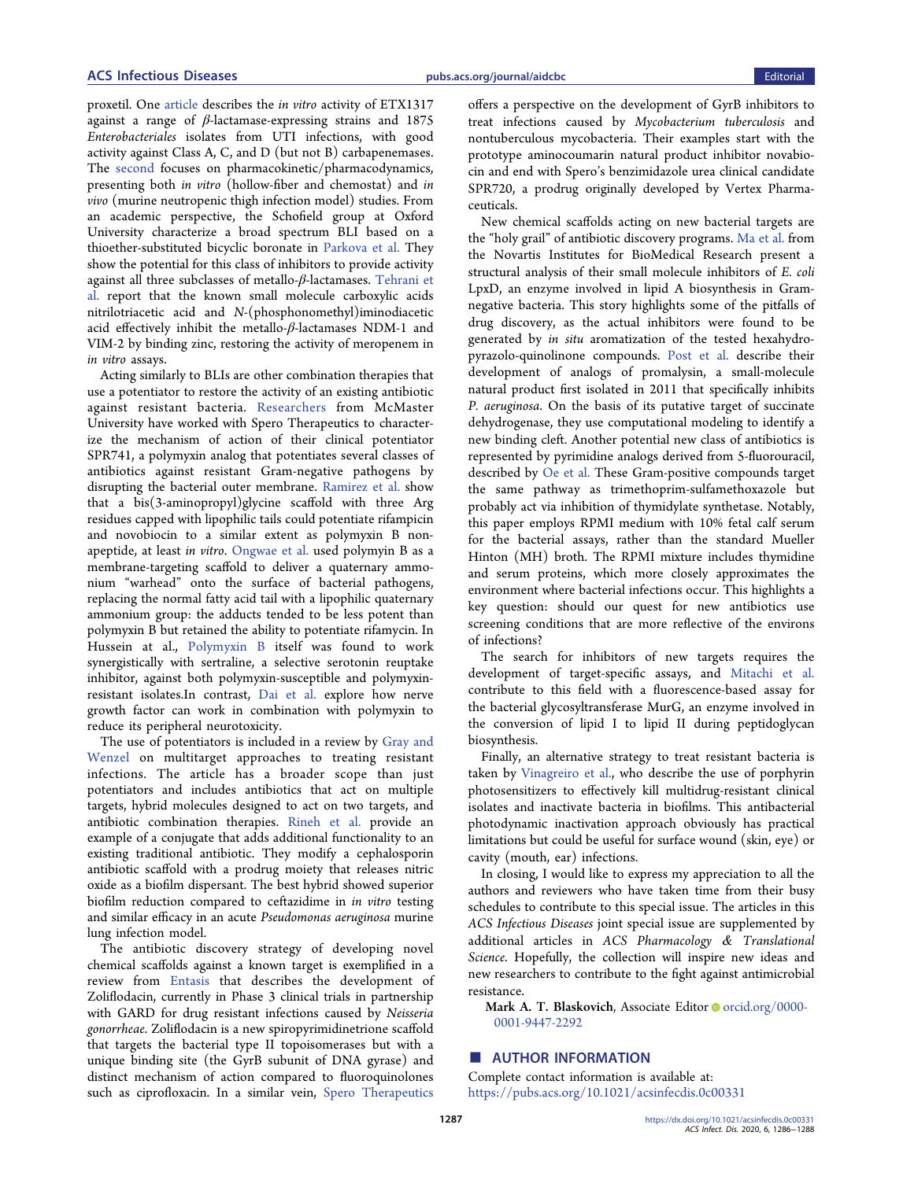proxetil. One article describes the *in vitro* activity of ETX1317 against a range of $\beta$-lactamase-expressing strains and 1875 *Enterobacteriales* isolates from UTI infections, with good activity against Class A, C, and D (but not B) carbapenemases. The second focuses on pharmacokinetic/pharmacodynamics, presenting both *in vitro* (hollow-fiber and chemostat) and *in vivo* (murine neutropenic thigh infection model) studies. From an academic perspective, the Schofield group at Oxford University characterize a broad spectrum BLI based on a thioether-substituted bicyclic boronate in Parkova et al. They show the potential for this class of inhibitors to provide activity against all three subclasses of metallo-$\beta$-lactamases. Tehrani et al. report that the known small molecule carboxylic acids nitrilotriacetic acid and *N*-(phosphonomethyl)iminodiacetic acid effectively inhibit the metallo-$\beta$-lactamases NDM-1 and VIM-2 by binding zinc, restoring the activity of meropenem in *in vitro* assays.

Acting similarly to BLIs are other combination therapies that use a potentiator to restore the activity of an existing antibiotic against resistant bacteria. Researchers from McMaster University have worked with Spero Therapeutics to characterize the mechanism of action of their clinical potentiator SPR741, a polymyxin analog that potentiates several classes of antibiotics against resistant Gram-negative pathogens by disrupting the bacterial outer membrane. Ramirez et al. show that a bis(3-aminopropyl)glycine scaffold with three Arg residues capped with lipophilic tails could potentiate rifampicin and novobiocin to a similar extent as polymyxin B nonapeptide, at least *in vitro*. Ongwae et al. used polymyin B as a membrane-targeting scaffold to deliver a quaternary ammonium "warhead" onto the surface of bacterial pathogens, replacing the normal fatty acid tail with a lipophilic quaternary ammonium group: the adducts tended to be less potent than polymyxin B but retained the ability to potentiate rifamycin. In Hussein at al., Polymyxin B itself was found to work synergistically with sertraline, a selective serotonin reuptake inhibitor, against both polymyxin-susceptible and polymyxin-resistant isolates.In contrast, Dai et al. explore how nerve growth factor can work in combination with polymyxin to reduce its peripheral neurotoxicity.

The use of potentiators is included in a review by Gray and Wenzel on multitarget approaches to treating resistant infections. The article has a broader scope than just potentiators and includes antibiotics that act on multiple targets, hybrid molecules designed to act on two targets, and antibiotic combination therapies. Rineh et al. provide an example of a conjugate that adds additional functionality to an existing traditional antibiotic. They modify a cephalosporin antibiotic scaffold with a prodrug moiety that releases nitric oxide as a biofilm dispersant. The best hybrid showed superior biofilm reduction compared to ceftazidime in *in vitro* testing and similar efficacy in an acute *Pseudomonas aeruginosa* murine lung infection model.

The antibiotic discovery strategy of developing novel chemical scaffolds against a known target is exemplified in a review from Entasis that describes the development of Zoliflodacin, currently in Phase 3 clinical trials in partnership with GARD for drug resistant infections caused by *Neisseria gonorrheae*. Zoliflodacin is a new spiropyrimidinetrione scaffold that targets the bacterial type II topoisomerases but with a unique binding site (the GyrB subunit of DNA gyrase) and distinct mechanism of action compared to fluoroquinolones such as ciprofloxacin. In a similar vein, Spero Therapeutics offers a perspective on the development of GyrB inhibitors to treat infections caused by *Mycobacterium tuberculosis* and nontuberculous mycobacteria. Their examples start with the prototype aminocoumarin natural product inhibitor novabiocin and end with Spero's benzimidazole urea clinical candidate SPR720, a prodrug originally developed by Vertex Pharmaceuticals.

New chemical scaffolds acting on new bacterial targets are the "holy grail" of antibiotic discovery programs. Ma et al. from the Novartis Institutes for BioMedical Research present a structural analysis of their small molecule inhibitors of *E. coli* LpxD, an enzyme involved in lipid A biosynthesis in Gram-negative bacteria. This story highlights some of the pitfalls of drug discovery, as the actual inhibitors were found to be generated by *in situ* aromatization of the tested hexahydropyrazolo-quinolinone compounds. Post et al. describe their development of analogs of promalysin, a small-molecule natural product first isolated in 2011 that specifically inhibits *P. aeruginosa*. On the basis of its putative target of succinate dehydrogenase, they use computational modeling to identify a new binding cleft. Another potential new class of antibiotics is represented by pyrimidine analogs derived from 5-fluorouracil, described by Oe et al. These Gram-positive compounds target the same pathway as trimethoprim-sulfamethoxazole but probably act via inhibition of thymidylate synthetase. Notably, this paper employs RPMI medium with 10% fetal calf serum for the bacterial assays, rather than the standard Mueller Hinton (MH) broth. The RPMI mixture includes thymidine and serum proteins, which more closely approximates the environment where bacterial infections occur. This highlights a key question: should our quest for new antibiotics use screening conditions that are more reflective of the environs of infections?

The search for inhibitors of new targets requires the development of target-specific assays, and Mitachi et al. contribute to this field with a fluorescence-based assay for the bacterial glycosyltransferase MurG, an enzyme involved in the conversion of lipid I to lipid II during peptidoglycan biosynthesis.

Finally, an alternative strategy to treat resistant bacteria is taken by Vinagreiro et al., who describe the use of porphyrin photosensitizers to effectively kill multidrug-resistant clinical isolates and inactivate bacteria in biofilms. This antibacterial photodynamic inactivation approach obviously has practical limitations but could be useful for surface wound (skin, eye) or cavity (mouth, ear) infections.

In closing, I would like to express my appreciation to all the authors and reviewers who have taken time from their busy schedules to contribute to this special issue. The articles in this *ACS Infectious Diseases* joint special issue are supplemented by additional articles in *ACS Pharmacology & Translational Science*. Hopefully, the collection will inspire new ideas and new researchers to contribute to the fight against antimicrobial resistance.

**Mark A. T. Blaskovich**, Associate Editor orcid.org/0000-0001-9447-2292

## AUTHOR INFORMATION

Complete contact information is available at:
https://pubs.acs.org/10.1021/acsinfecdis.0c00331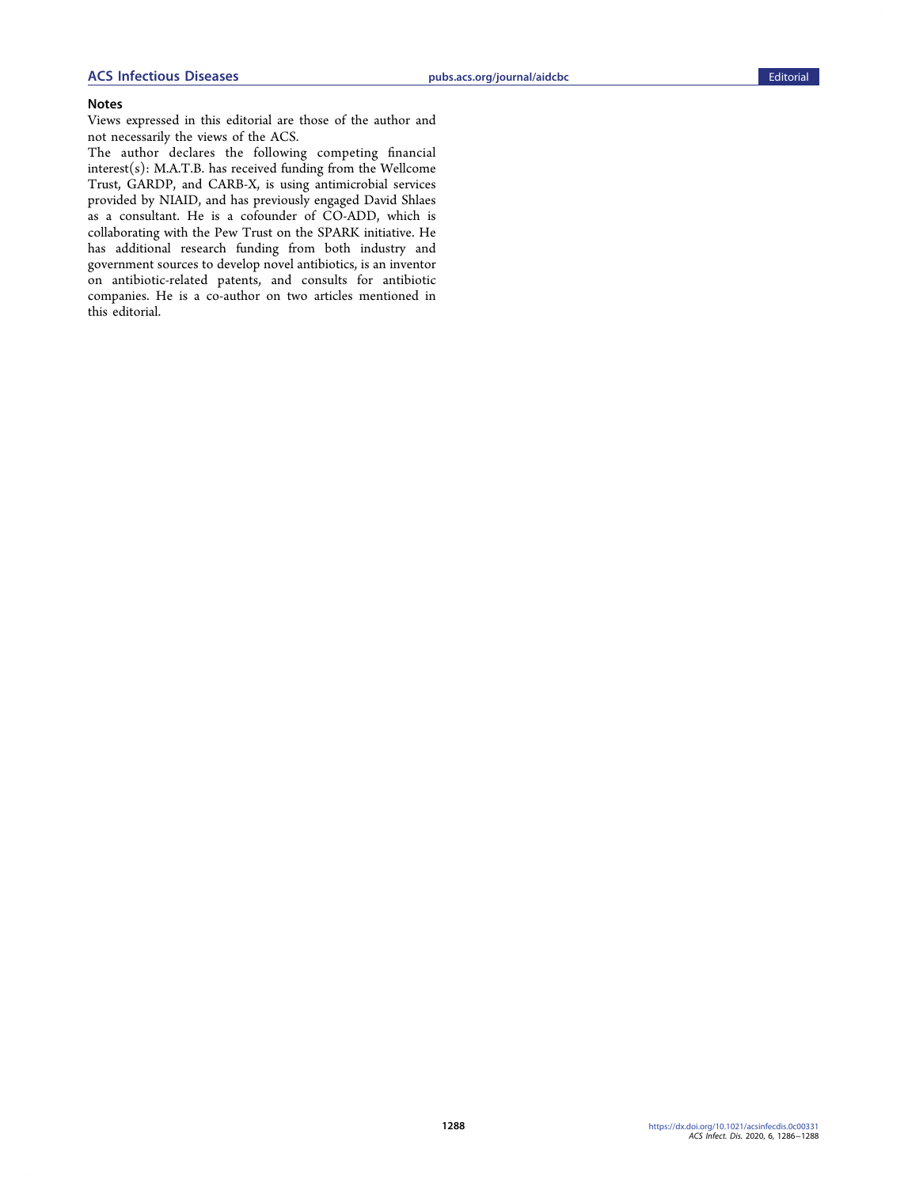### Notes

Views expressed in this editorial are those of the author and not necessarily the views of the ACS.

The author declares the following competing financial interest(s): M.A.T.B. has received funding from the Wellcome Trust, GARDP, and CARB-X, is using antimicrobial services provided by NIAID, and has previously engaged David Shlaes as a consultant. He is a cofounder of CO-ADD, which is collaborating with the Pew Trust on the SPARK initiative. He has additional research funding from both industry and government sources to develop novel antibiotics, is an inventor on antibiotic-related patents, and consults for antibiotic companies. He is a co-author on two articles mentioned in this editorial.